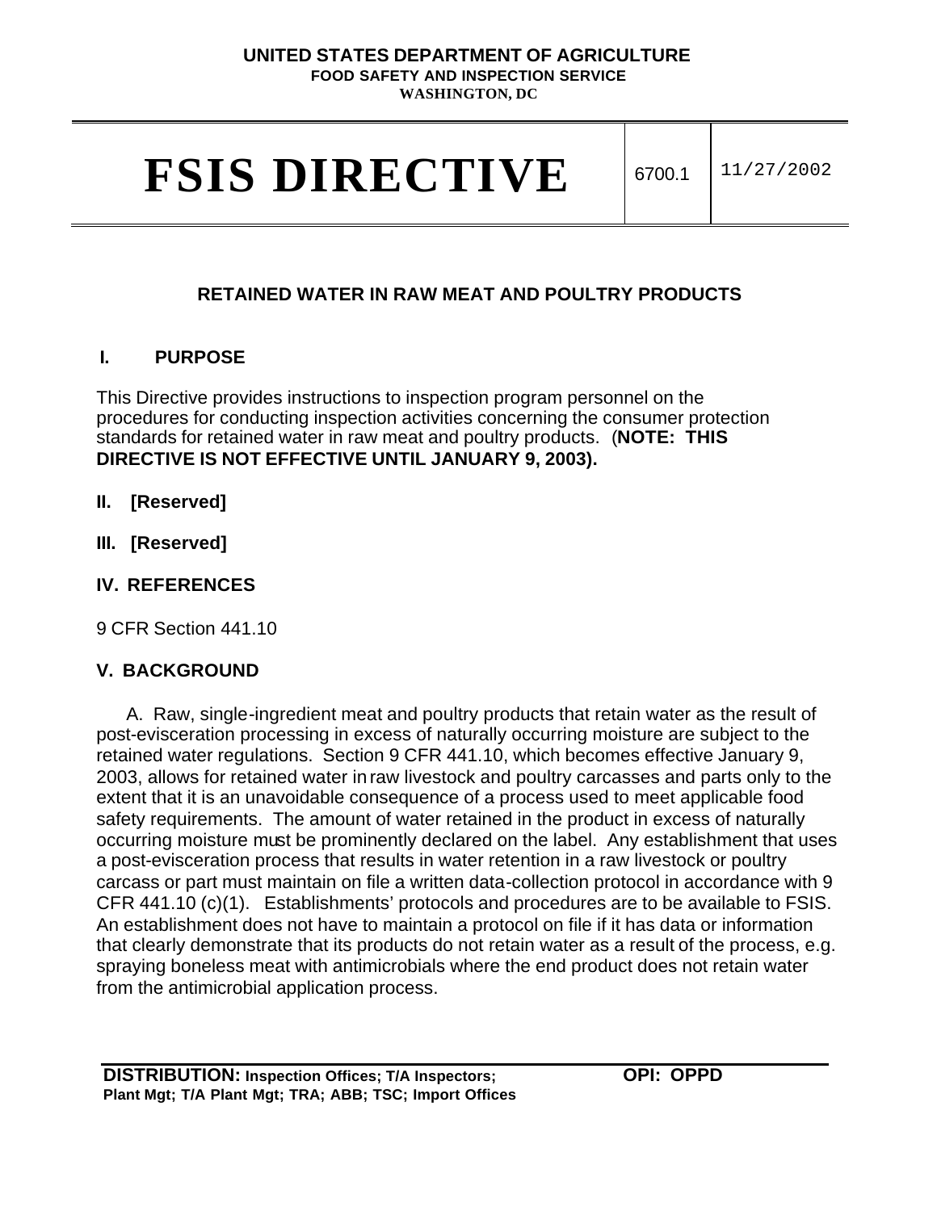**UNITED STATES DEPARTMENT OF AGRICULTURE**
**FOOD SAFETY AND INSPECTION SERVICE**
**WASHINGTON, DC**

| # FSIS DIRECTIVE | 6700.1 | 11/27/2002 |
|---|---|---|

## RETAINED WATER IN RAW MEAT AND POULTRY PRODUCTS

### I. PURPOSE

This Directive provides instructions to inspection program personnel on the procedures for conducting inspection activities concerning the consumer protection standards for retained water in raw meat and poultry products. (**NOTE: THIS DIRECTIVE IS NOT EFFECTIVE UNTIL JANUARY 9, 2003).**

### II. [Reserved]

### III. [Reserved]

### IV. REFERENCES

9 CFR Section 441.10

### V. BACKGROUND

A. Raw, single-ingredient meat and poultry products that retain water as the result of post-evisceration processing in excess of naturally occurring moisture are subject to the retained water regulations. Section 9 CFR 441.10, which becomes effective January 9, 2003, allows for retained water in raw livestock and poultry carcasses and parts only to the extent that it is an unavoidable consequence of a process used to meet applicable food safety requirements. The amount of water retained in the product in excess of naturally occurring moisture must be prominently declared on the label. Any establishment that uses a post-evisceration process that results in water retention in a raw livestock or poultry carcass or part must maintain on file a written data-collection protocol in accordance with 9 CFR 441.10 (c)(1). Establishments' protocols and procedures are to be available to FSIS. An establishment does not have to maintain a protocol on file if it has data or information that clearly demonstrate that its products do not retain water as a result of the process, e.g. spraying boneless meat with antimicrobials where the end product does not retain water from the antimicrobial application process.

**DISTRIBUTION:** **Inspection Offices; T/A Inspectors; Plant Mgt; T/A Plant Mgt; TRA; ABB; TSC; Import Offices**

**OPI: OPPD**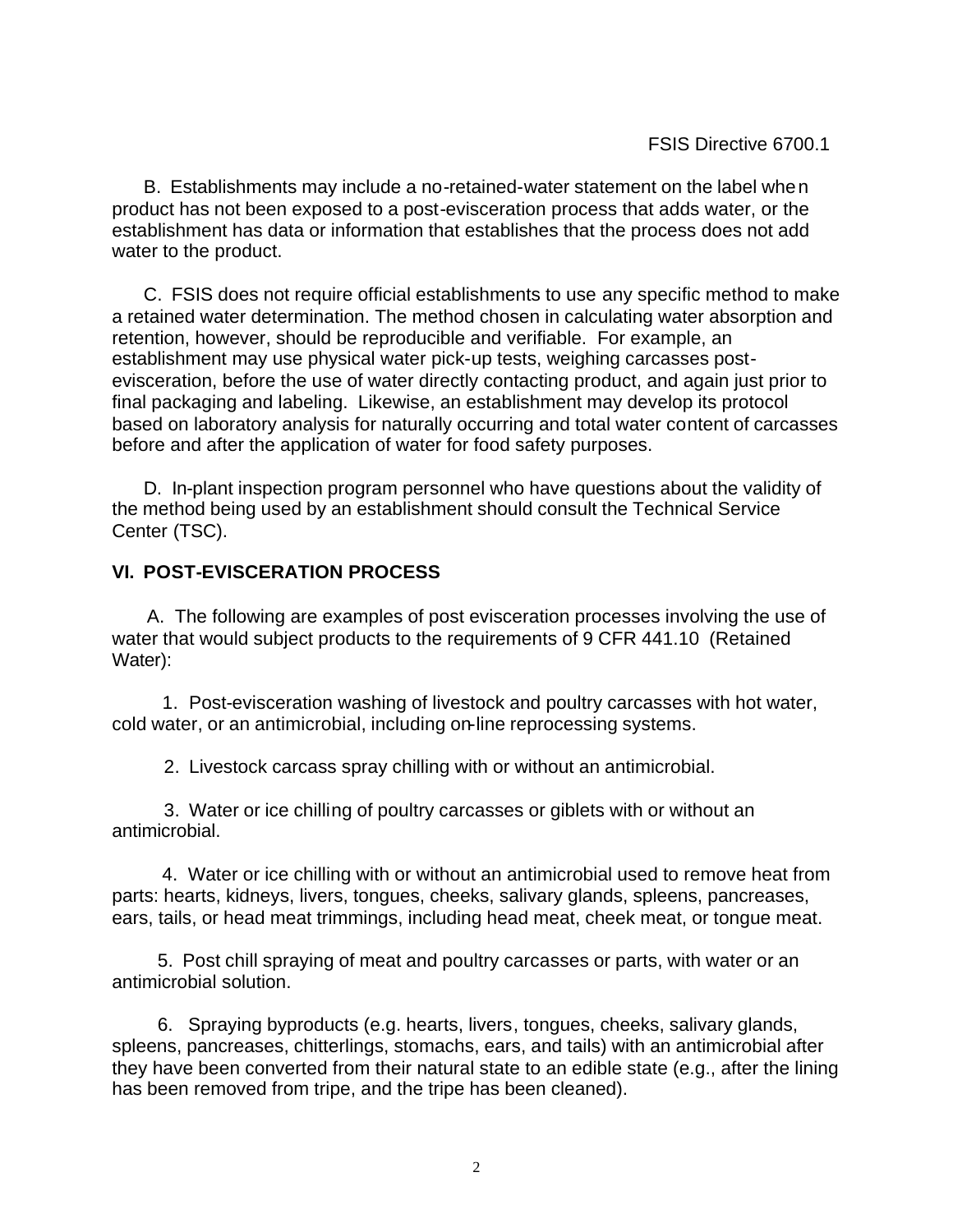B. Establishments may include a no-retained-water statement on the label when product has not been exposed to a post-evisceration process that adds water, or the establishment has data or information that establishes that the process does not add water to the product.

C. FSIS does not require official establishments to use any specific method to make a retained water determination. The method chosen in calculating water absorption and retention, however, should be reproducible and verifiable. For example, an establishment may use physical water pick-up tests, weighing carcasses post-evisceration, before the use of water directly contacting product, and again just prior to final packaging and labeling. Likewise, an establishment may develop its protocol based on laboratory analysis for naturally occurring and total water content of carcasses before and after the application of water for food safety purposes.

D. In-plant inspection program personnel who have questions about the validity of the method being used by an establishment should consult the Technical Service Center (TSC).

## VI. POST-EVISCERATION PROCESS

A. The following are examples of post evisceration processes involving the use of water that would subject products to the requirements of 9 CFR 441.10 (Retained Water):

1. Post-evisceration washing of livestock and poultry carcasses with hot water, cold water, or an antimicrobial, including on-line reprocessing systems.

2. Livestock carcass spray chilling with or without an antimicrobial.

3. Water or ice chilling of poultry carcasses or giblets with or without an antimicrobial.

4. Water or ice chilling with or without an antimicrobial used to remove heat from parts: hearts, kidneys, livers, tongues, cheeks, salivary glands, spleens, pancreases, ears, tails, or head meat trimmings, including head meat, cheek meat, or tongue meat.

5. Post chill spraying of meat and poultry carcasses or parts, with water or an antimicrobial solution.

6. Spraying byproducts (e.g. hearts, livers, tongues, cheeks, salivary glands, spleens, pancreases, chitterlings, stomachs, ears, and tails) with an antimicrobial after they have been converted from their natural state to an edible state (e.g., after the lining has been removed from tripe, and the tripe has been cleaned).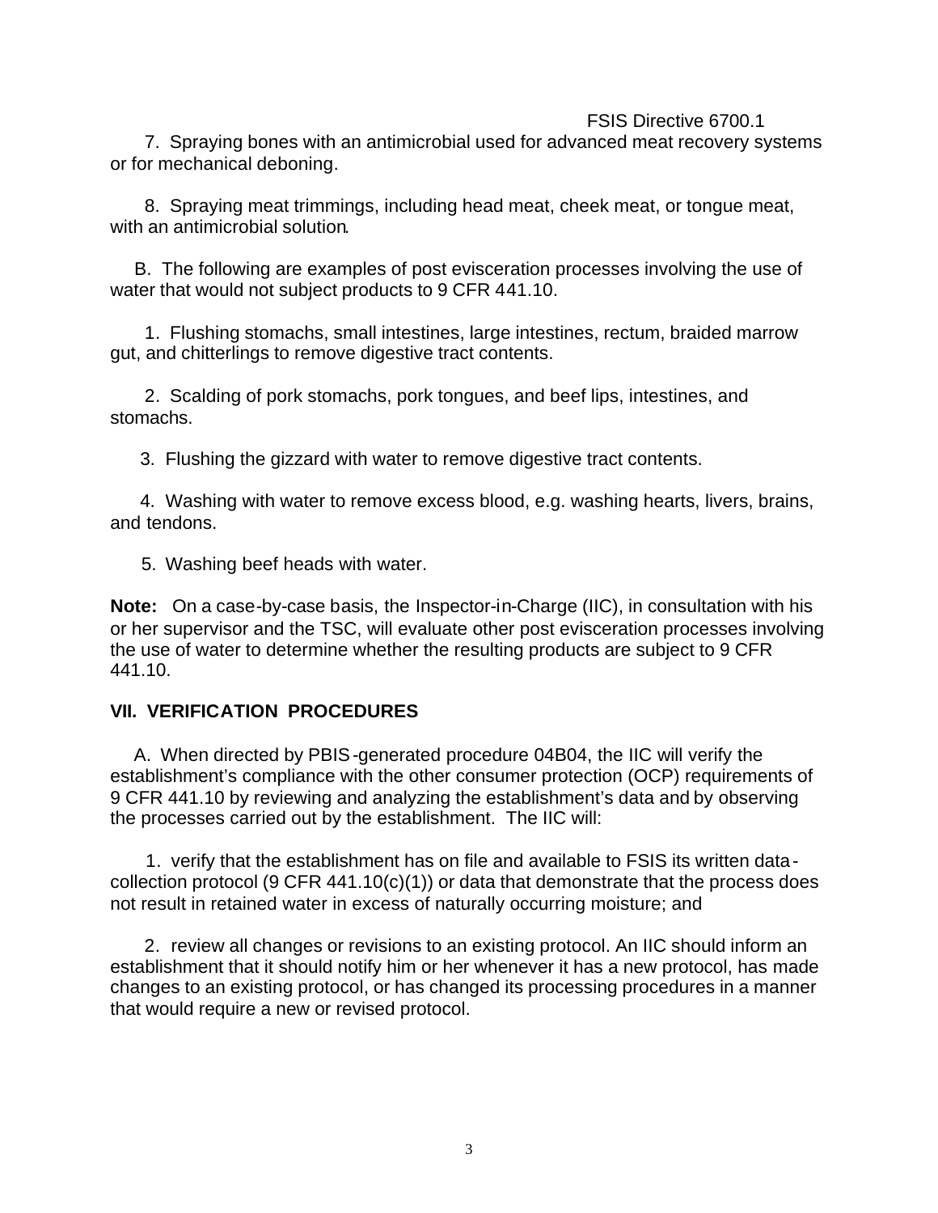7. Spraying bones with an antimicrobial used for advanced meat recovery systems or for mechanical deboning.

8. Spraying meat trimmings, including head meat, cheek meat, or tongue meat, with an antimicrobial solution.

B. The following are examples of post evisceration processes involving the use of water that would not subject products to 9 CFR 441.10.

1. Flushing stomachs, small intestines, large intestines, rectum, braided marrow gut, and chitterlings to remove digestive tract contents.

2. Scalding of pork stomachs, pork tongues, and beef lips, intestines, and stomachs.

3. Flushing the gizzard with water to remove digestive tract contents.

4. Washing with water to remove excess blood, e.g. washing hearts, livers, brains, and tendons.

5. Washing beef heads with water.

**Note:** On a case-by-case basis, the Inspector-in-Charge (IIC), in consultation with his or her supervisor and the TSC, will evaluate other post evisceration processes involving the use of water to determine whether the resulting products are subject to 9 CFR 441.10.

## VII. VERIFICATION PROCEDURES

A. When directed by PBIS-generated procedure 04B04, the IIC will verify the establishment's compliance with the other consumer protection (OCP) requirements of 9 CFR 441.10 by reviewing and analyzing the establishment's data and by observing the processes carried out by the establishment. The IIC will:

1. verify that the establishment has on file and available to FSIS its written data-collection protocol (9 CFR 441.10(c)(1)) or data that demonstrate that the process does not result in retained water in excess of naturally occurring moisture; and

2. review all changes or revisions to an existing protocol. An IIC should inform an establishment that it should notify him or her whenever it has a new protocol, has made changes to an existing protocol, or has changed its processing procedures in a manner that would require a new or revised protocol.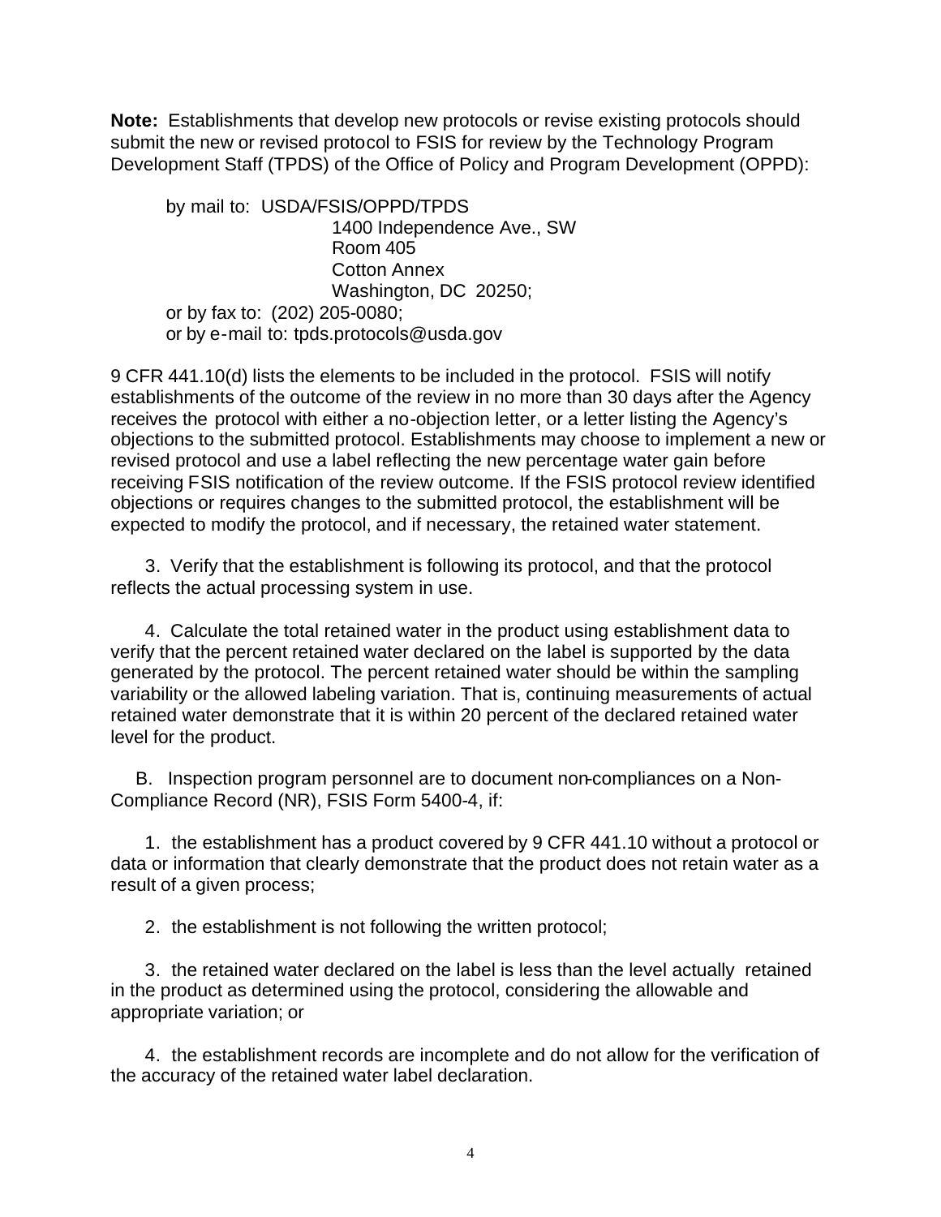**Note:** Establishments that develop new protocols or revise existing protocols should submit the new or revised protocol to FSIS for review by the Technology Program Development Staff (TPDS) of the Office of Policy and Program Development (OPPD):

> by mail to: USDA/FSIS/OPPD/TPDS
> 1400 Independence Ave., SW
> Room 405
> Cotton Annex
> Washington, DC 20250;
> or by fax to: (202) 205-0080;
> or by e-mail to: tpds.protocols@usda.gov

9 CFR 441.10(d) lists the elements to be included in the protocol. FSIS will notify establishments of the outcome of the review in no more than 30 days after the Agency receives the protocol with either a no-objection letter, or a letter listing the Agency's objections to the submitted protocol. Establishments may choose to implement a new or revised protocol and use a label reflecting the new percentage water gain before receiving FSIS notification of the review outcome. If the FSIS protocol review identified objections or requires changes to the submitted protocol, the establishment will be expected to modify the protocol, and if necessary, the retained water statement.

3. Verify that the establishment is following its protocol, and that the protocol reflects the actual processing system in use.

4. Calculate the total retained water in the product using establishment data to verify that the percent retained water declared on the label is supported by the data generated by the protocol. The percent retained water should be within the sampling variability or the allowed labeling variation. That is, continuing measurements of actual retained water demonstrate that it is within 20 percent of the declared retained water level for the product.

B. Inspection program personnel are to document non-compliances on a Non-Compliance Record (NR), FSIS Form 5400-4, if:

1. the establishment has a product covered by 9 CFR 441.10 without a protocol or data or information that clearly demonstrate that the product does not retain water as a result of a given process;

2. the establishment is not following the written protocol;

3. the retained water declared on the label is less than the level actually retained in the product as determined using the protocol, considering the allowable and appropriate variation; or

4. the establishment records are incomplete and do not allow for the verification of the accuracy of the retained water label declaration.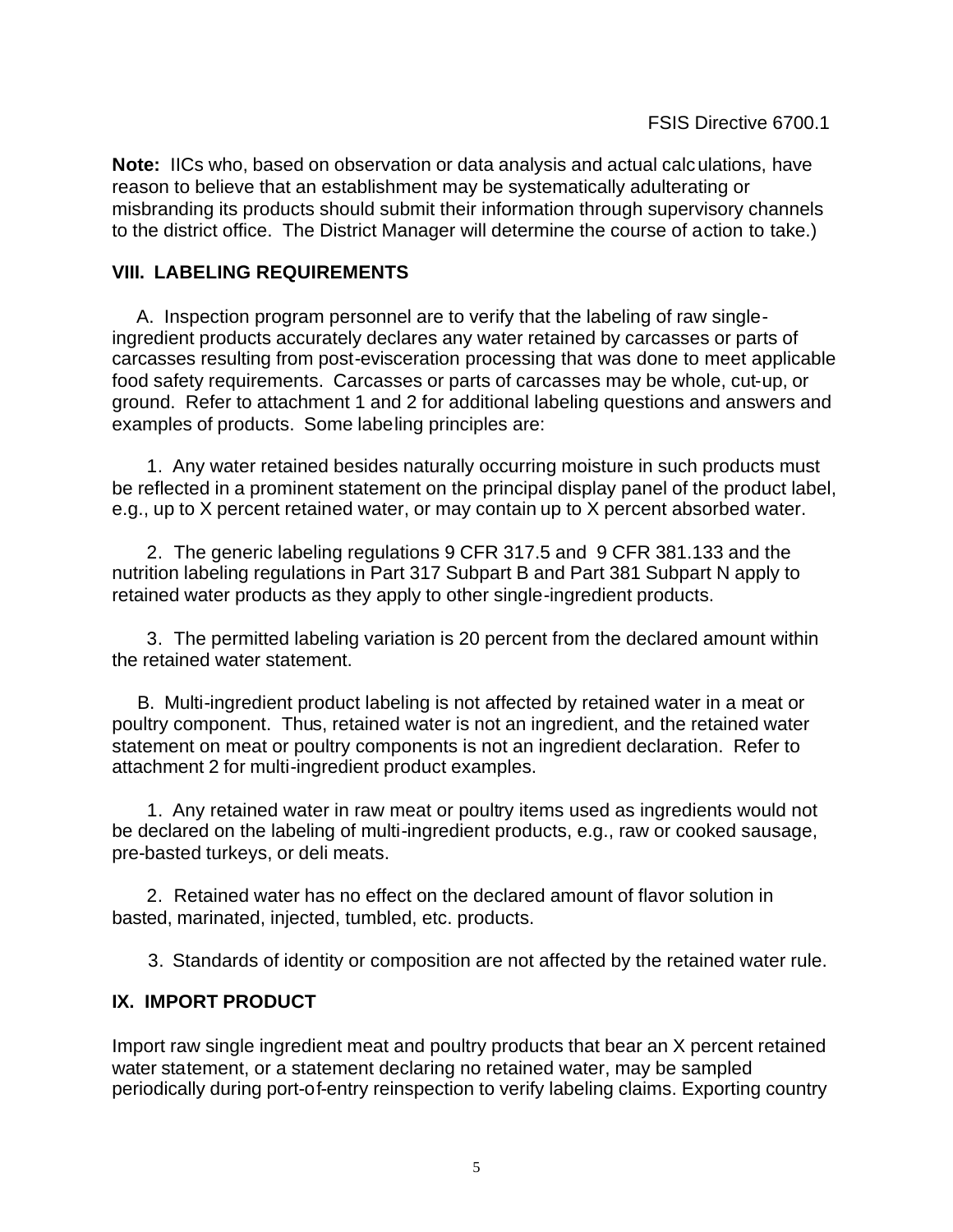**Note:** IICs who, based on observation or data analysis and actual calculations, have reason to believe that an establishment may be systematically adulterating or misbranding its products should submit their information through supervisory channels to the district office. The District Manager will determine the course of action to take.)

## VIII. LABELING REQUIREMENTS

A. Inspection program personnel are to verify that the labeling of raw single-ingredient products accurately declares any water retained by carcasses or parts of carcasses resulting from post-evisceration processing that was done to meet applicable food safety requirements. Carcasses or parts of carcasses may be whole, cut-up, or ground. Refer to attachment 1 and 2 for additional labeling questions and answers and examples of products. Some labeling principles are:

1. Any water retained besides naturally occurring moisture in such products must be reflected in a prominent statement on the principal display panel of the product label, e.g., up to X percent retained water, or may contain up to X percent absorbed water.

2. The generic labeling regulations 9 CFR 317.5 and 9 CFR 381.133 and the nutrition labeling regulations in Part 317 Subpart B and Part 381 Subpart N apply to retained water products as they apply to other single-ingredient products.

3. The permitted labeling variation is 20 percent from the declared amount within the retained water statement.

B. Multi-ingredient product labeling is not affected by retained water in a meat or poultry component. Thus, retained water is not an ingredient, and the retained water statement on meat or poultry components is not an ingredient declaration. Refer to attachment 2 for multi-ingredient product examples.

1. Any retained water in raw meat or poultry items used as ingredients would not be declared on the labeling of multi-ingredient products, e.g., raw or cooked sausage, pre-basted turkeys, or deli meats.

2. Retained water has no effect on the declared amount of flavor solution in basted, marinated, injected, tumbled, etc. products.

3. Standards of identity or composition are not affected by the retained water rule.

## IX. IMPORT PRODUCT

Import raw single ingredient meat and poultry products that bear an X percent retained water statement, or a statement declaring no retained water, may be sampled periodically during port-of-entry reinspection to verify labeling claims. Exporting country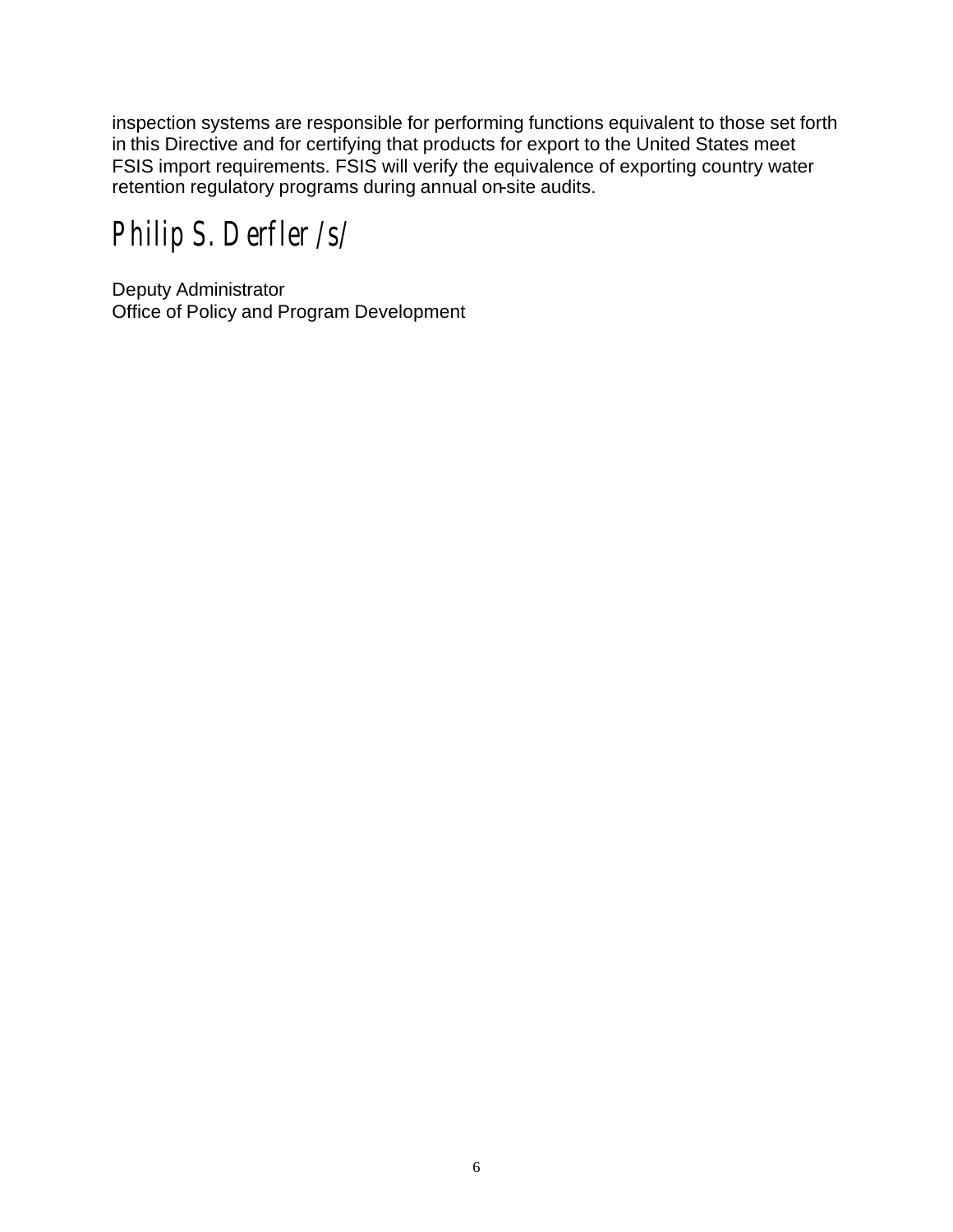inspection systems are responsible for performing functions equivalent to those set forth in this Directive and for certifying that products for export to the United States meet FSIS import requirements. FSIS will verify the equivalence of exporting country water retention regulatory programs during annual on-site audits.

Philip S. Derfler /s/

Deputy Administrator
Office of Policy and Program Development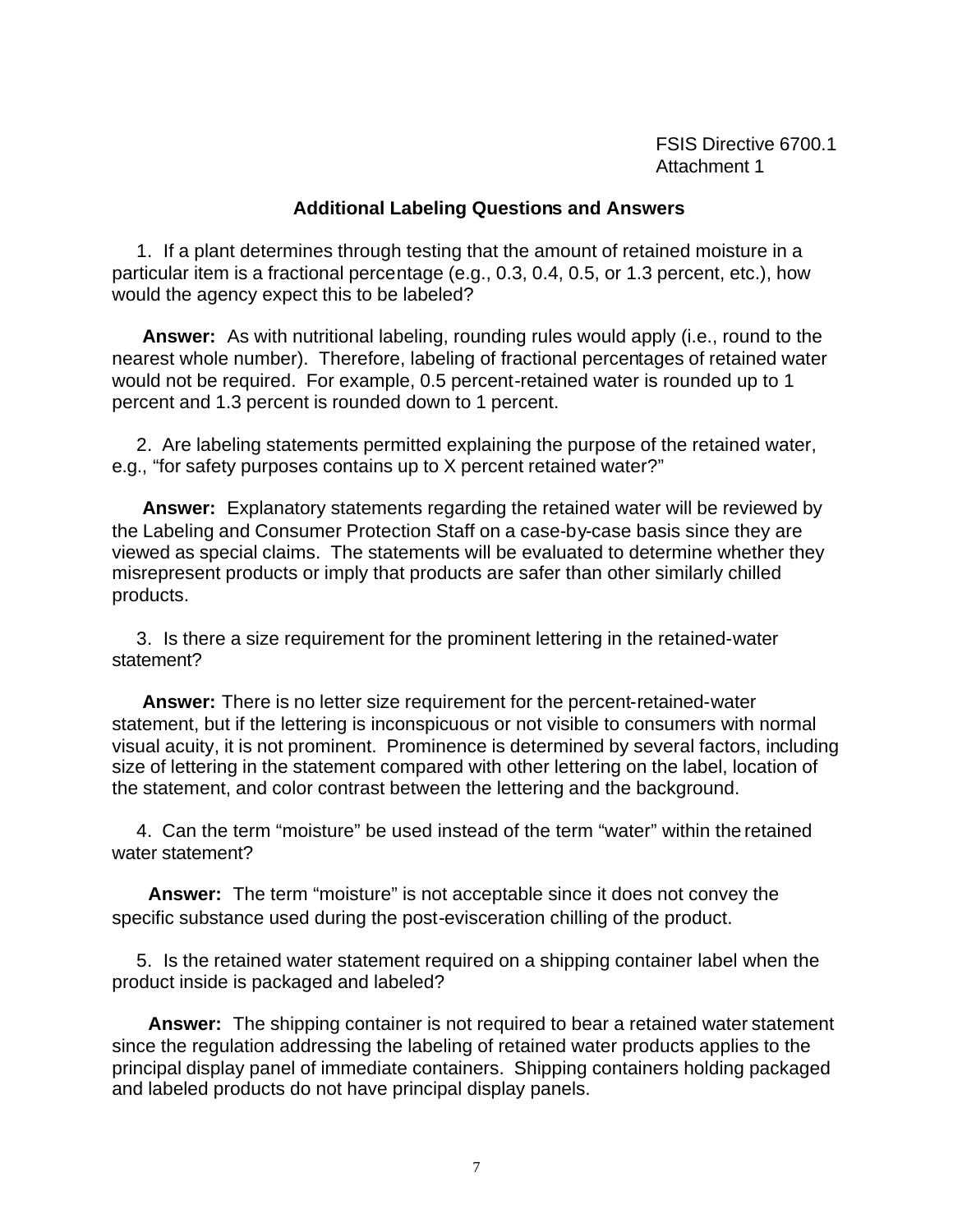FSIS Directive 6700.1
Attachment 1

## Additional Labeling Questions and Answers

1. If a plant determines through testing that the amount of retained moisture in a particular item is a fractional percentage (e.g., 0.3, 0.4, 0.5, or 1.3 percent, etc.), how would the agency expect this to be labeled?

**Answer:** As with nutritional labeling, rounding rules would apply (i.e., round to the nearest whole number). Therefore, labeling of fractional percentages of retained water would not be required. For example, 0.5 percent-retained water is rounded up to 1 percent and 1.3 percent is rounded down to 1 percent.

2. Are labeling statements permitted explaining the purpose of the retained water, e.g., "for safety purposes contains up to X percent retained water?"

**Answer:** Explanatory statements regarding the retained water will be reviewed by the Labeling and Consumer Protection Staff on a case-by-case basis since they are viewed as special claims. The statements will be evaluated to determine whether they misrepresent products or imply that products are safer than other similarly chilled products.

3. Is there a size requirement for the prominent lettering in the retained-water statement?

**Answer:** There is no letter size requirement for the percent-retained-water statement, but if the lettering is inconspicuous or not visible to consumers with normal visual acuity, it is not prominent. Prominence is determined by several factors, including size of lettering in the statement compared with other lettering on the label, location of the statement, and color contrast between the lettering and the background.

4. Can the term "moisture" be used instead of the term "water" within the retained water statement?

**Answer:** The term "moisture" is not acceptable since it does not convey the specific substance used during the post-evisceration chilling of the product.

5. Is the retained water statement required on a shipping container label when the product inside is packaged and labeled?

**Answer:** The shipping container is not required to bear a retained water statement since the regulation addressing the labeling of retained water products applies to the principal display panel of immediate containers. Shipping containers holding packaged and labeled products do not have principal display panels.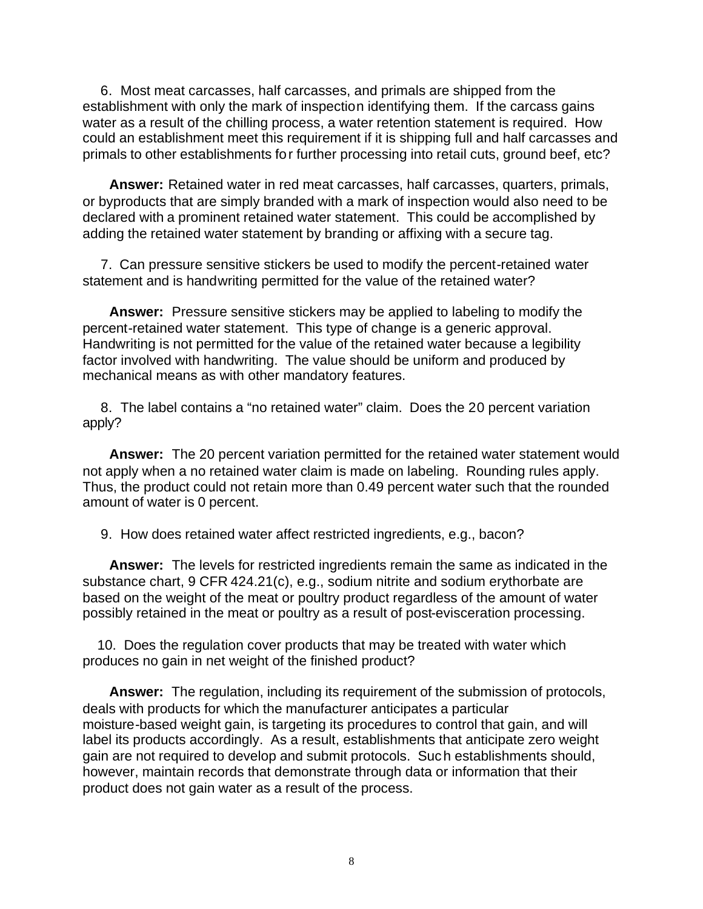6. Most meat carcasses, half carcasses, and primals are shipped from the establishment with only the mark of inspection identifying them. If the carcass gains water as a result of the chilling process, a water retention statement is required. How could an establishment meet this requirement if it is shipping full and half carcasses and primals to other establishments for further processing into retail cuts, ground beef, etc?

**Answer:** Retained water in red meat carcasses, half carcasses, quarters, primals, or byproducts that are simply branded with a mark of inspection would also need to be declared with a prominent retained water statement. This could be accomplished by adding the retained water statement by branding or affixing with a secure tag.

7. Can pressure sensitive stickers be used to modify the percent-retained water statement and is handwriting permitted for the value of the retained water?

**Answer:** Pressure sensitive stickers may be applied to labeling to modify the percent-retained water statement. This type of change is a generic approval. Handwriting is not permitted for the value of the retained water because a legibility factor involved with handwriting. The value should be uniform and produced by mechanical means as with other mandatory features.

8. The label contains a "no retained water" claim. Does the 20 percent variation apply?

**Answer:** The 20 percent variation permitted for the retained water statement would not apply when a no retained water claim is made on labeling. Rounding rules apply. Thus, the product could not retain more than 0.49 percent water such that the rounded amount of water is 0 percent.

9. How does retained water affect restricted ingredients, e.g., bacon?

**Answer:** The levels for restricted ingredients remain the same as indicated in the substance chart, 9 CFR 424.21(c), e.g., sodium nitrite and sodium erythorbate are based on the weight of the meat or poultry product regardless of the amount of water possibly retained in the meat or poultry as a result of post-evisceration processing.

10. Does the regulation cover products that may be treated with water which produces no gain in net weight of the finished product?

**Answer:** The regulation, including its requirement of the submission of protocols, deals with products for which the manufacturer anticipates a particular moisture-based weight gain, is targeting its procedures to control that gain, and will label its products accordingly. As a result, establishments that anticipate zero weight gain are not required to develop and submit protocols. Such establishments should, however, maintain records that demonstrate through data or information that their product does not gain water as a result of the process.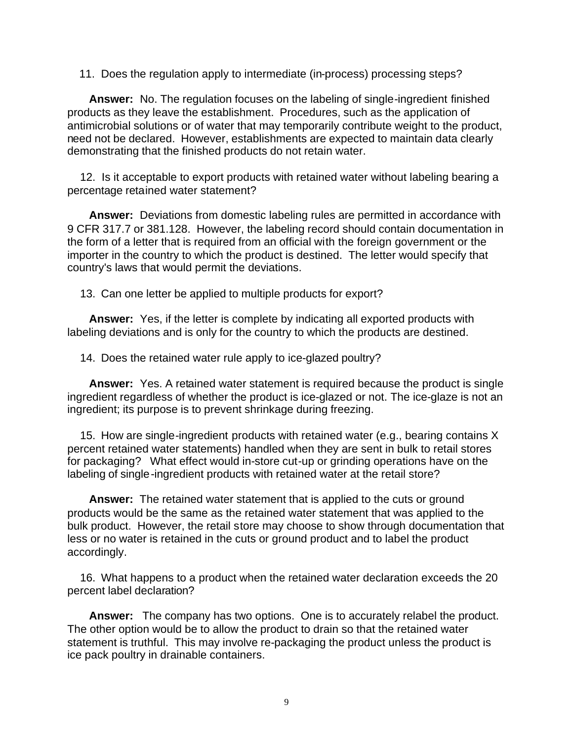11. Does the regulation apply to intermediate (in-process) processing steps?

**Answer:** No. The regulation focuses on the labeling of single-ingredient finished products as they leave the establishment. Procedures, such as the application of antimicrobial solutions or of water that may temporarily contribute weight to the product, need not be declared. However, establishments are expected to maintain data clearly demonstrating that the finished products do not retain water.

12. Is it acceptable to export products with retained water without labeling bearing a percentage retained water statement?

**Answer:** Deviations from domestic labeling rules are permitted in accordance with 9 CFR 317.7 or 381.128. However, the labeling record should contain documentation in the form of a letter that is required from an official with the foreign government or the importer in the country to which the product is destined. The letter would specify that country's laws that would permit the deviations.

13. Can one letter be applied to multiple products for export?

**Answer:** Yes, if the letter is complete by indicating all exported products with labeling deviations and is only for the country to which the products are destined.

14. Does the retained water rule apply to ice-glazed poultry?

**Answer:** Yes. A retained water statement is required because the product is single ingredient regardless of whether the product is ice-glazed or not. The ice-glaze is not an ingredient; its purpose is to prevent shrinkage during freezing.

15. How are single-ingredient products with retained water (e.g., bearing contains X percent retained water statements) handled when they are sent in bulk to retail stores for packaging? What effect would in-store cut-up or grinding operations have on the labeling of single-ingredient products with retained water at the retail store?

**Answer:** The retained water statement that is applied to the cuts or ground products would be the same as the retained water statement that was applied to the bulk product. However, the retail store may choose to show through documentation that less or no water is retained in the cuts or ground product and to label the product accordingly.

16. What happens to a product when the retained water declaration exceeds the 20 percent label declaration?

**Answer:** The company has two options. One is to accurately relabel the product. The other option would be to allow the product to drain so that the retained water statement is truthful. This may involve re-packaging the product unless the product is ice pack poultry in drainable containers.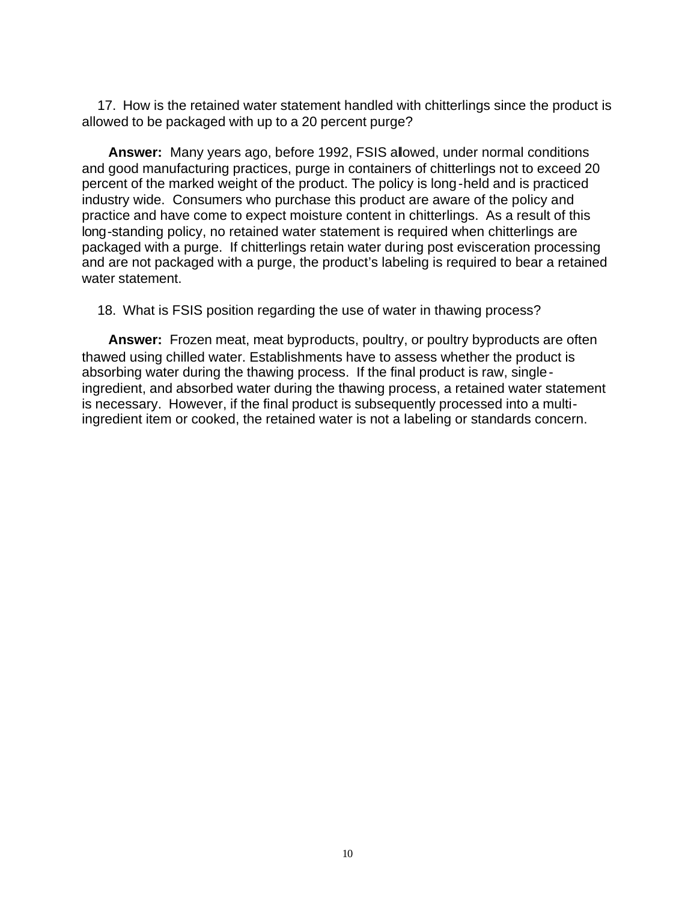17. How is the retained water statement handled with chitterlings since the product is allowed to be packaged with up to a 20 percent purge?

**Answer:** Many years ago, before 1992, FSIS allowed, under normal conditions and good manufacturing practices, purge in containers of chitterlings not to exceed 20 percent of the marked weight of the product. The policy is long-held and is practiced industry wide. Consumers who purchase this product are aware of the policy and practice and have come to expect moisture content in chitterlings. As a result of this long-standing policy, no retained water statement is required when chitterlings are packaged with a purge. If chitterlings retain water during post evisceration processing and are not packaged with a purge, the product's labeling is required to bear a retained water statement.

18. What is FSIS position regarding the use of water in thawing process?

**Answer:** Frozen meat, meat byproducts, poultry, or poultry byproducts are often thawed using chilled water. Establishments have to assess whether the product is absorbing water during the thawing process. If the final product is raw, single-ingredient, and absorbed water during the thawing process, a retained water statement is necessary. However, if the final product is subsequently processed into a multi-ingredient item or cooked, the retained water is not a labeling or standards concern.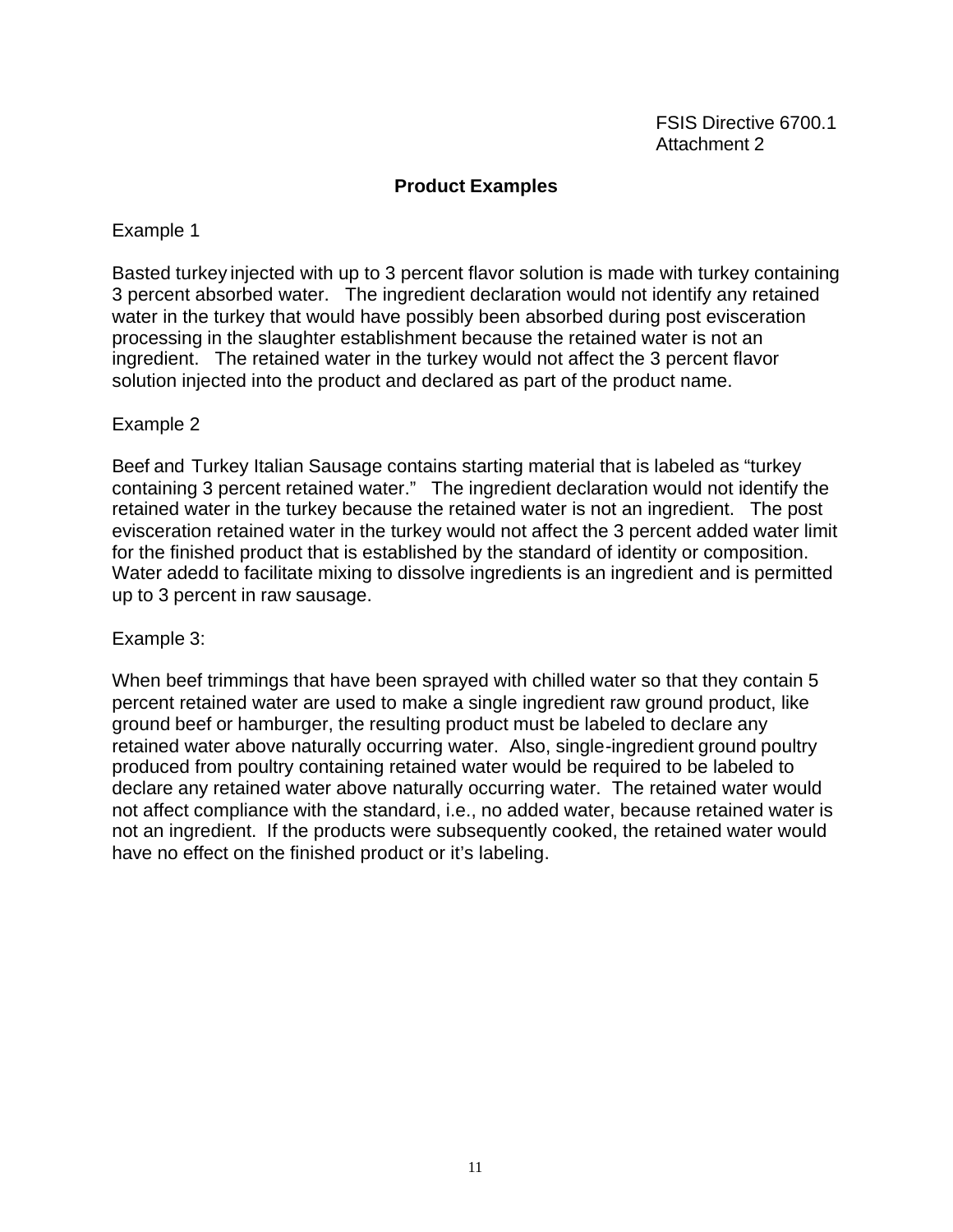FSIS Directive 6700.1
Attachment 2

## Product Examples

Example 1

Basted turkey injected with up to 3 percent flavor solution is made with turkey containing 3 percent absorbed water. The ingredient declaration would not identify any retained water in the turkey that would have possibly been absorbed during post evisceration processing in the slaughter establishment because the retained water is not an ingredient. The retained water in the turkey would not affect the 3 percent flavor solution injected into the product and declared as part of the product name.

Example 2

Beef and Turkey Italian Sausage contains starting material that is labeled as "turkey containing 3 percent retained water." The ingredient declaration would not identify the retained water in the turkey because the retained water is not an ingredient. The post evisceration retained water in the turkey would not affect the 3 percent added water limit for the finished product that is established by the standard of identity or composition. Water adedd to facilitate mixing to dissolve ingredients is an ingredient and is permitted up to 3 percent in raw sausage.

Example 3:

When beef trimmings that have been sprayed with chilled water so that they contain 5 percent retained water are used to make a single ingredient raw ground product, like ground beef or hamburger, the resulting product must be labeled to declare any retained water above naturally occurring water. Also, single-ingredient ground poultry produced from poultry containing retained water would be required to be labeled to declare any retained water above naturally occurring water. The retained water would not affect compliance with the standard, i.e., no added water, because retained water is not an ingredient. If the products were subsequently cooked, the retained water would have no effect on the finished product or it's labeling.